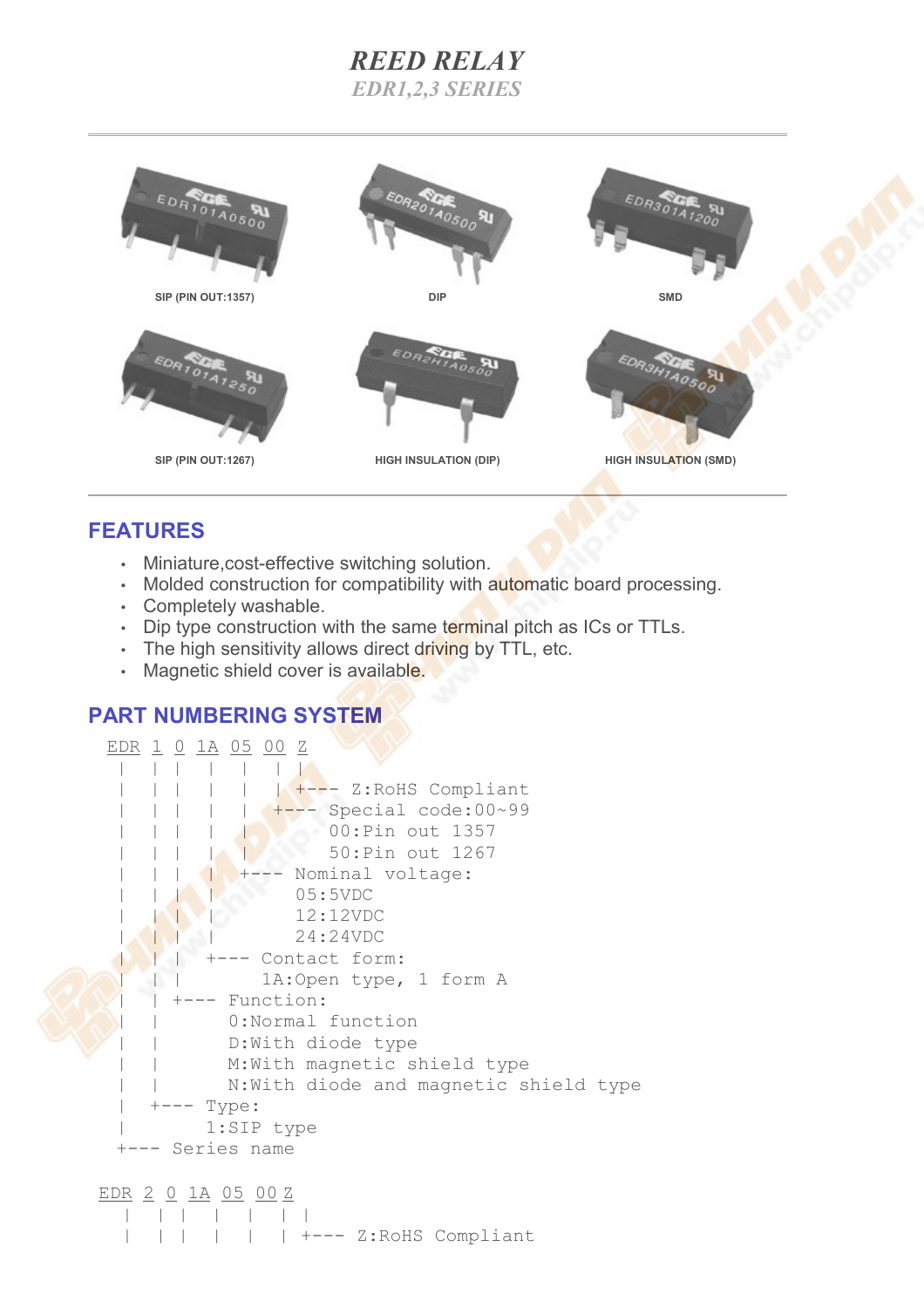# REED RELAY

## EDR1,2,3 SERIES

SIP (PIN OUT:1357)

DIP

SMD

SIP (PIN OUT:1267)

HIGH INSULATION (DIP)

HIGH INSULATION (SMD)

## FEATURES

- Miniature,cost-effective switching solution.
- Molded construction for compatibility with automatic board processing.
- Completely washable.
- Dip type construction with the same terminal pitch as ICs or TTLs.
- The high sensitivity allows direct driving by TTL, etc.
- Magnetic shield cover is available.

## PART NUMBERING SYSTEM

```
EDR 1 0 1A 05 00 Z
 |  | |  |  |  |  |
 |  | |  |  |  |  +--- Z:RoHS Compliant
 |  | |  |  |  +--- Special code:00~99
 |  | |  |  |       00:Pin out 1357
 |  | |  |  |       50:Pin out 1267
 |  | |  |  +--- Nominal voltage:
 |  | |  |        05:5VDC
 |  | |  |        12:12VDC
 |  | |  |        24:24VDC
 |  | |  +--- Contact form:
 |  | |        1A:Open type, 1 form A
 |  | +--- Function:
 |  |       0:Normal function
 |  |       D:With diode type
 |  |       M:With magnetic shield type
 |  |       N:With diode and magnetic shield type
 |  +--- Type:
 |        1:SIP type
 +--- Series name

EDR 2 0 1A 05 00 Z
 |  | |  |  |  |  |
 |  | |  |  |  |  +--- Z:RoHS Compliant
```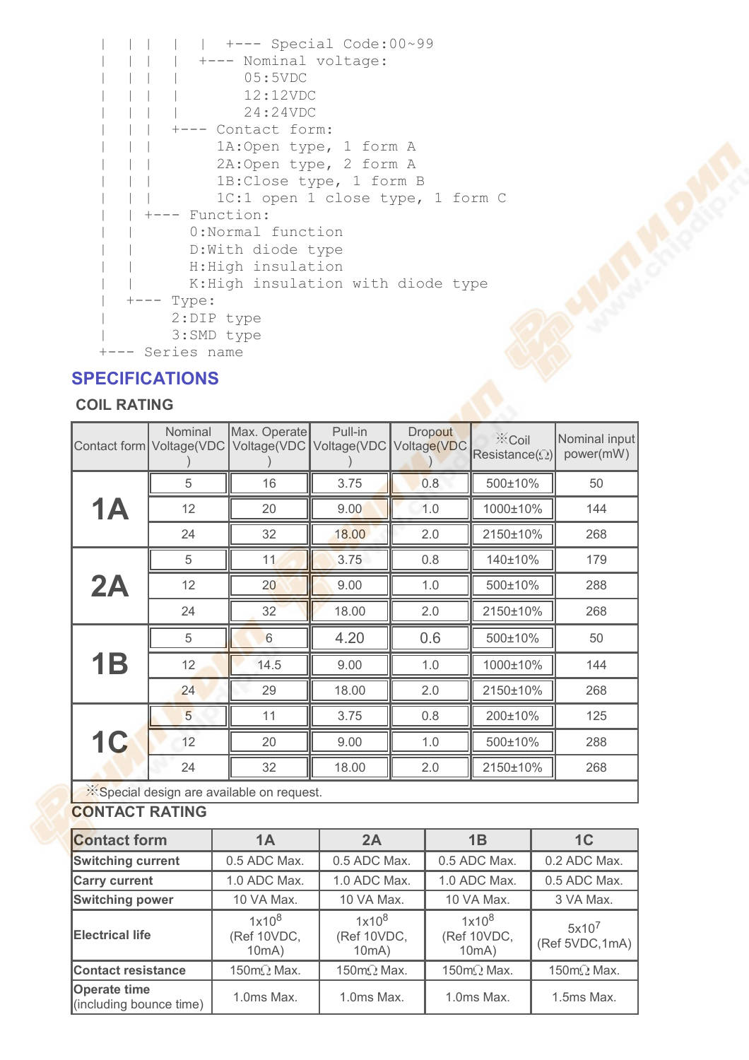```
|   |  |   |   |  +--- Special Code:00~99
|   |  |   |   +--- Nominal voltage:
|   |  |   |        05:5VDC
|   |  |   |        12:12VDC
|   |  |   |        24:24VDC
|   |  |   +--- Contact form:
|   |  |        1A:Open type, 1 form A
|   |  |        2A:Open type, 2 form A
|   |  |        1B:Close type, 1 form B
|   |  |        1C:1 open 1 close type, 1 form C
|   |  +--- Function:
|   |       0:Normal function
|   |       D:With diode type
|   |       H:High insulation
|   |       K:High insulation with diode type
|   +--- Type:
|        2:DIP type
|        3:SMD type
+--- Series name
```

## SPECIFICATIONS

### COIL RATING

| Contact form | Nominal Voltage(VDC) | Max. Operate Voltage(VDC) | Pull-in Voltage(VDC) | Dropout Voltage(VDC) | ※Coil Resistance(Ω) | Nominal input power(mW) |
|---|---|---|---|---|---|---|
| **1A** | 5 | 16 | 3.75 | 0.8 | 500±10% | 50 |
| | 12 | 20 | 9.00 | 1.0 | 1000±10% | 144 |
| | 24 | 32 | 18.00 | 2.0 | 2150±10% | 268 |
| **2A** | 5 | 11 | 3.75 | 0.8 | 140±10% | 179 |
| | 12 | 20 | 9.00 | 1.0 | 500±10% | 288 |
| | 24 | 32 | 18.00 | 2.0 | 2150±10% | 268 |
| **1B** | 5 | 6 | 4.20 | 0.6 | 500±10% | 50 |
| | 12 | 14.5 | 9.00 | 1.0 | 1000±10% | 144 |
| | 24 | 29 | 18.00 | 2.0 | 2150±10% | 268 |
| **1C** | 5 | 11 | 3.75 | 0.8 | 200±10% | 125 |
| | 12 | 20 | 9.00 | 1.0 | 500±10% | 288 |
| | 24 | 32 | 18.00 | 2.0 | 2150±10% | 268 |

※Special design are available on request.

### CONTACT RATING

| Contact form | 1A | 2A | 1B | 1C |
|---|---|---|---|---|
| **Switching current** | 0.5 ADC Max. | 0.5 ADC Max. | 0.5 ADC Max. | 0.2 ADC Max. |
| **Carry current** | 1.0 ADC Max. | 1.0 ADC Max. | 1.0 ADC Max. | 0.5 ADC Max. |
| **Switching power** | 10 VA Max. | 10 VA Max. | 10 VA Max. | 3 VA Max. |
| **Electrical life** | $1x10^8$ (Ref 10VDC, 10mA) | $1x10^8$ (Ref 10VDC, 10mA) | $1x10^8$ (Ref 10VDC, 10mA) | $5x10^7$ (Ref 5VDC,1mA) |
| **Contact resistance** | 150mΩ Max. | 150mΩ Max. | 150mΩ Max. | 150mΩ Max. |
| **Operate time** (including bounce time) | 1.0ms Max. | 1.0ms Max. | 1.0ms Max. | 1.5ms Max. |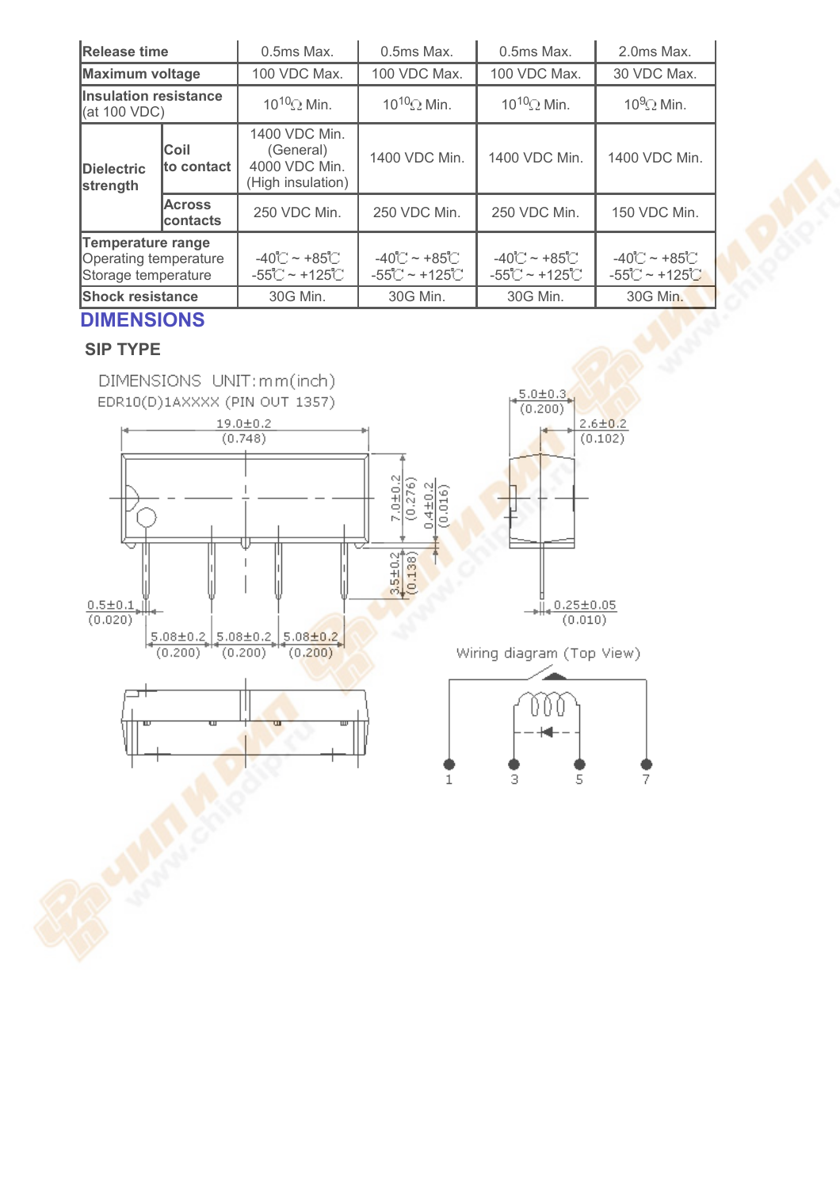| | | | | | |
|---|---|---|---|---|---|
| **Release time** | | 0.5ms Max. | 0.5ms Max. | 0.5ms Max. | 2.0ms Max. |
| **Maximum voltage** | | 100 VDC Max. | 100 VDC Max. | 100 VDC Max. | 30 VDC Max. |
| **Insulation resistance** (at 100 VDC) | | $10^{10}\Omega$ Min. | $10^{10}\Omega$ Min. | $10^{10}\Omega$ Min. | $10^{9}\Omega$ Min. |
| **Dielectric strength** | **Coil to contact** | 1400 VDC Min. (General) 4000 VDC Min. (High insulation) | 1400 VDC Min. | 1400 VDC Min. | 1400 VDC Min. |
| | **Across contacts** | 250 VDC Min. | 250 VDC Min. | 250 VDC Min. | 150 VDC Min. |
| **Temperature range** Operating temperature Storage temperature | | -40℃ ~ +85℃ -55℃ ~ +125℃ | -40℃ ~ +85℃ -55℃ ~ +125℃ | -40℃ ~ +85℃ -55℃ ~ +125℃ | -40℃ ~ +85℃ -55℃ ~ +125℃ |
| **Shock resistance** | | 30G Min. | 30G Min. | 30G Min. | 30G Min. |

## DIMENSIONS

### SIP TYPE

DIMENSIONS UNIT: mm(inch)

EDR10(D)1AXXXX (PIN OUT 1357)

19.0±0.2 (0.748)

7.0±0.2 (0.276)

0.4±0.2 (0.016)

3.5±0.2 (0.138)

0.5±0.1 (0.020)

5.08±0.2 (0.200) | 5.08±0.2 (0.200) | 5.08±0.2 (0.200)

5.0±0.3 (0.200)

2.6±0.2 (0.102)

0.25±0.05 (0.010)

Wiring diagram (Top View)

1 3 5 7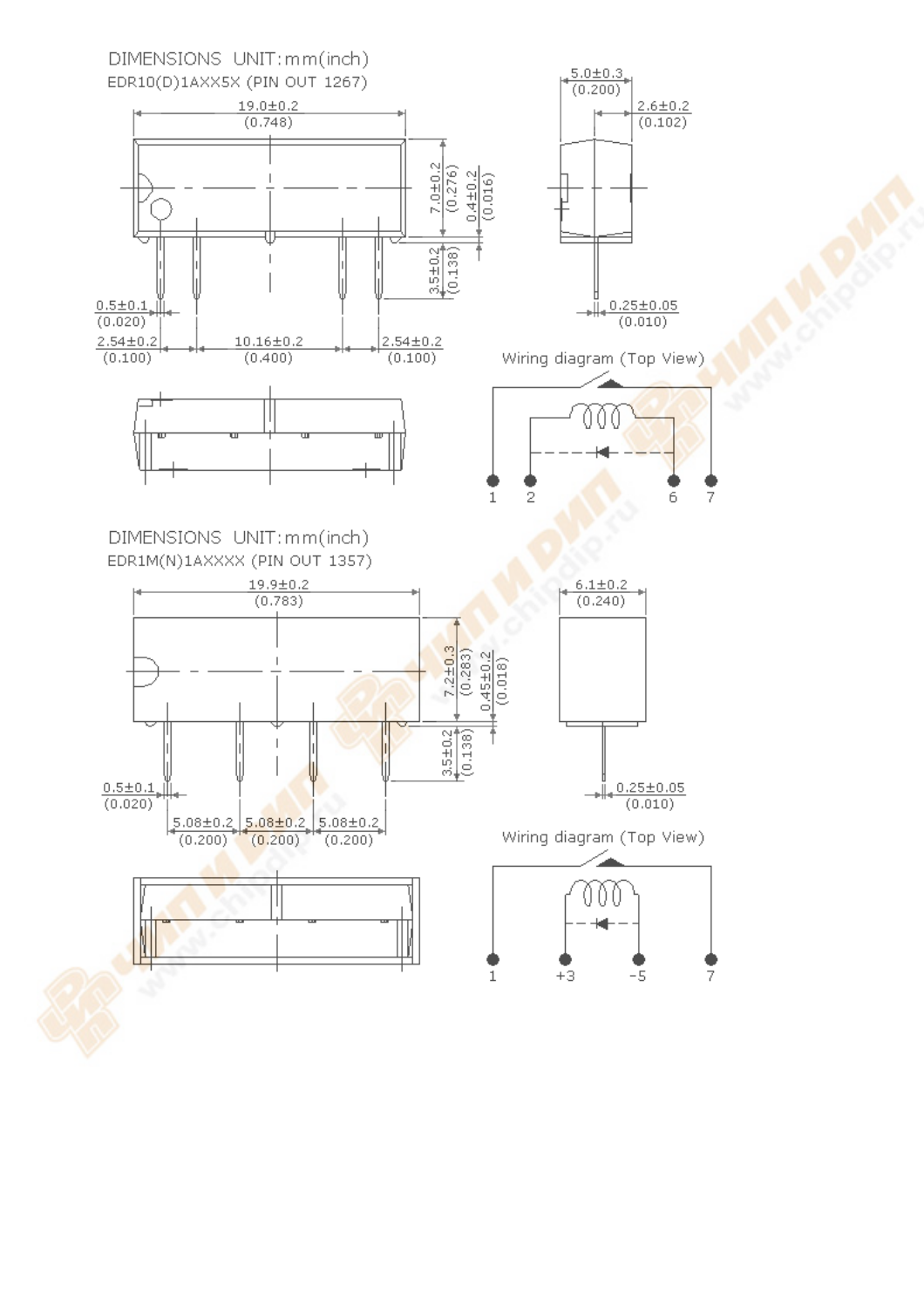## DIMENSIONS UNIT: mm(inch)

EDR10(D)1AXX5X (PIN OUT 1267)

19.0±0.2 (0.748)

7.0±0.2 (0.276)

0.4±0.2 (0.016)

3.5±0.2 (0.138)

0.5±0.1 (0.020)

2.54±0.2 (0.100)

10.16±0.2 (0.400)

2.54±0.2 (0.100)

5.0±0.3 (0.200)

2.6±0.2 (0.102)

0.25±0.05 (0.010)

Wiring diagram (Top View)

1 2 6 7

## DIMENSIONS UNIT: mm(inch)

EDR1M(N)1AXXXX (PIN OUT 1357)

19.9±0.2 (0.783)

7.2±0.3 (0.283)

0.45±0.2 (0.018)

3.5±0.2 (0.138)

0.5±0.1 (0.020)

5.08±0.2 (0.200)

5.08±0.2 (0.200)

5.08±0.2 (0.200)

6.1±0.2 (0.240)

0.25±0.05 (0.010)

Wiring diagram (Top View)

1 +3 -5 7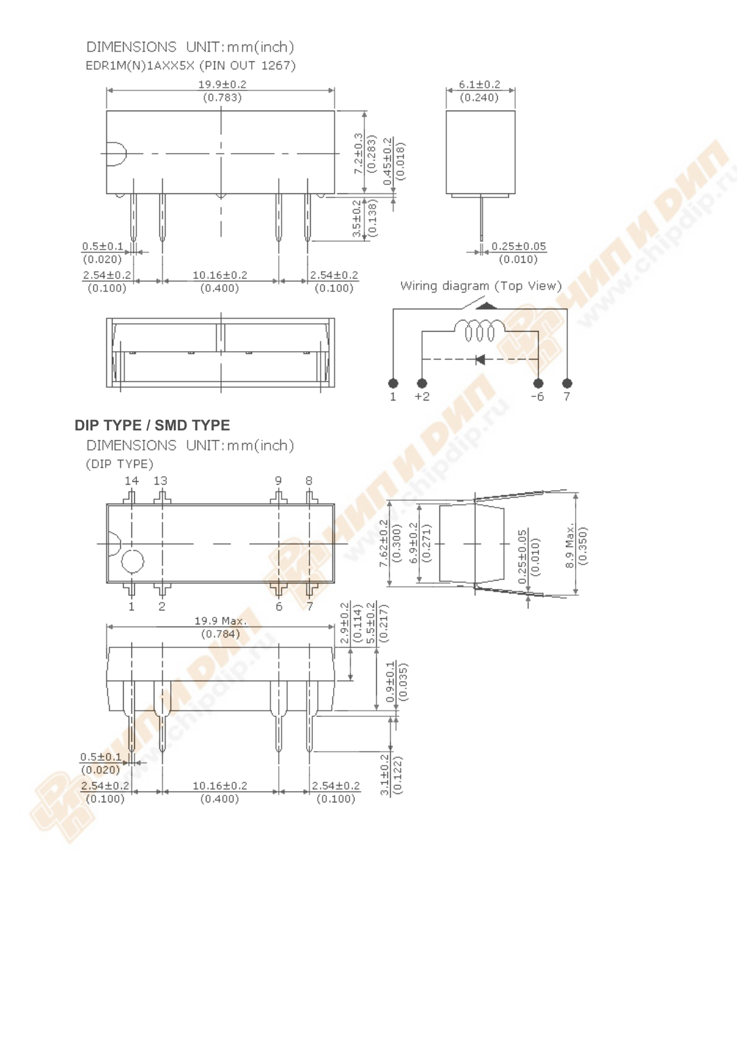DIMENSIONS UNIT: mm(inch)

EDR1M(N)1AXX5X (PIN OUT 1267)

19.9±0.2 (0.783)

6.1±0.2 (0.240)

7.2±0.3 (0.283)

0.45±0.2 (0.018)

3.5±0.2 (0.138)

0.5±0.1 (0.020)

0.25±0.05 (0.010)

2.54±0.2 (0.100)

10.16±0.2 (0.400)

2.54±0.2 (0.100)

Wiring diagram (Top View)

1 +2 -6 7

## DIP TYPE / SMD TYPE

DIMENSIONS UNIT: mm(inch)

(DIP TYPE)

14 13 9 8

1 2 6 7

7.62±0.2 (0.300)

6.9±0.2 (0.271)

0.25±0.05 (0.010)

8.9 Max. (0.350)

19.9 Max. (0.784)

2.9±0.2 (0.114)

5.5±0.2 (0.217)

0.9±0.1 (0.035)

0.5±0.1 (0.020)

2.54±0.2 (0.100)

10.16±0.2 (0.400)

2.54±0.2 (0.100)

3.1±0.2 (0.122)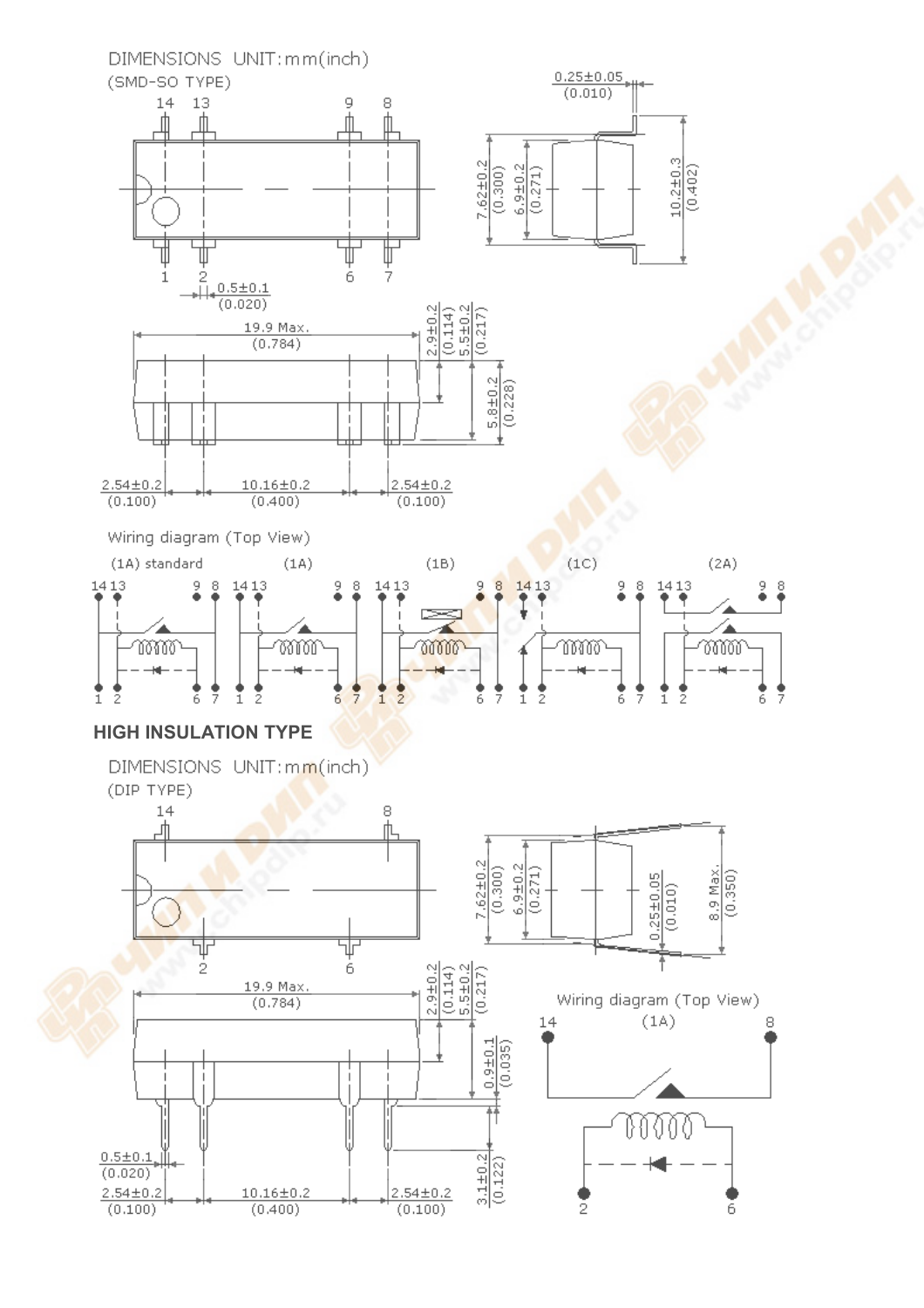DIMENSIONS UNIT: mm(inch)

(SMD-SO TYPE)

14 13 9 8

1 2 6 7

0.5±0.1 (0.020)

0.25±0.05 (0.010)

7.62±0.2 (0.300)

6.9±0.2 (0.271)

10.2±0.3 (0.402)

19.9 Max. (0.784)

2.9±0.2 (0.114)

5.5±0.2 (0.217)

5.8±0.2 (0.228)

2.54±0.2 (0.100) 10.16±0.2 (0.400) 2.54±0.2 (0.100)

Wiring diagram (Top View)

(1A) standard (1A) (1B) (1C) (2A)

## HIGH INSULATION TYPE

DIMENSIONS UNIT: mm(inch)

(DIP TYPE)

14 8

2 6

7.62±0.2 (0.300)

6.9±0.2 (0.271)

0.25±0.05 (0.010)

8.9 Max. (0.350)

19.9 Max. (0.784)

2.9±0.2 (0.114)

5.5±0.2 (0.217)

0.9±0.1 (0.035)

3.1±0.2 (0.122)

0.5±0.1 (0.020)

2.54±0.2 (0.100) 10.16±0.2 (0.400) 2.54±0.2 (0.100)

Wiring diagram (Top View)

(1A)

14 8

2 6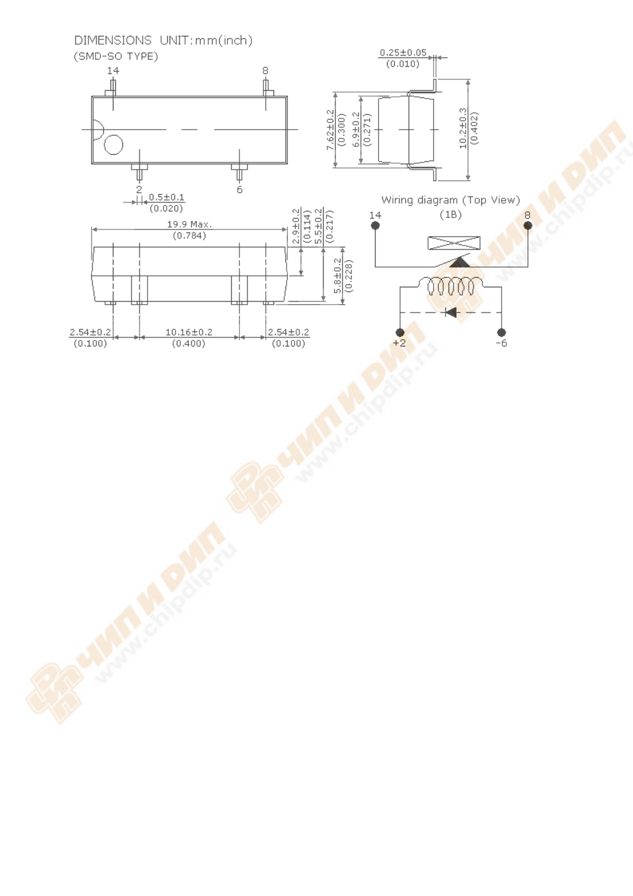DIMENSIONS UNIT: mm(inch)

(SMD-SO TYPE)

14

8

2

6

0.5±0.1
(0.020)

0.25±0.05
(0.010)

7.62±0.2
(0.300)

6.9±0.2
(0.271)

10.2±0.3
(0.402)

19.9 Max.
(0.784)

2.9±0.2
(0.114)

5.5±0.2
(0.217)

5.8±0.2
(0.228)

2.54±0.2
(0.100)

10.16±0.2
(0.400)

2.54±0.2
(0.100)

Wiring diagram (Top View)

(1B)

14

8

+2

-6